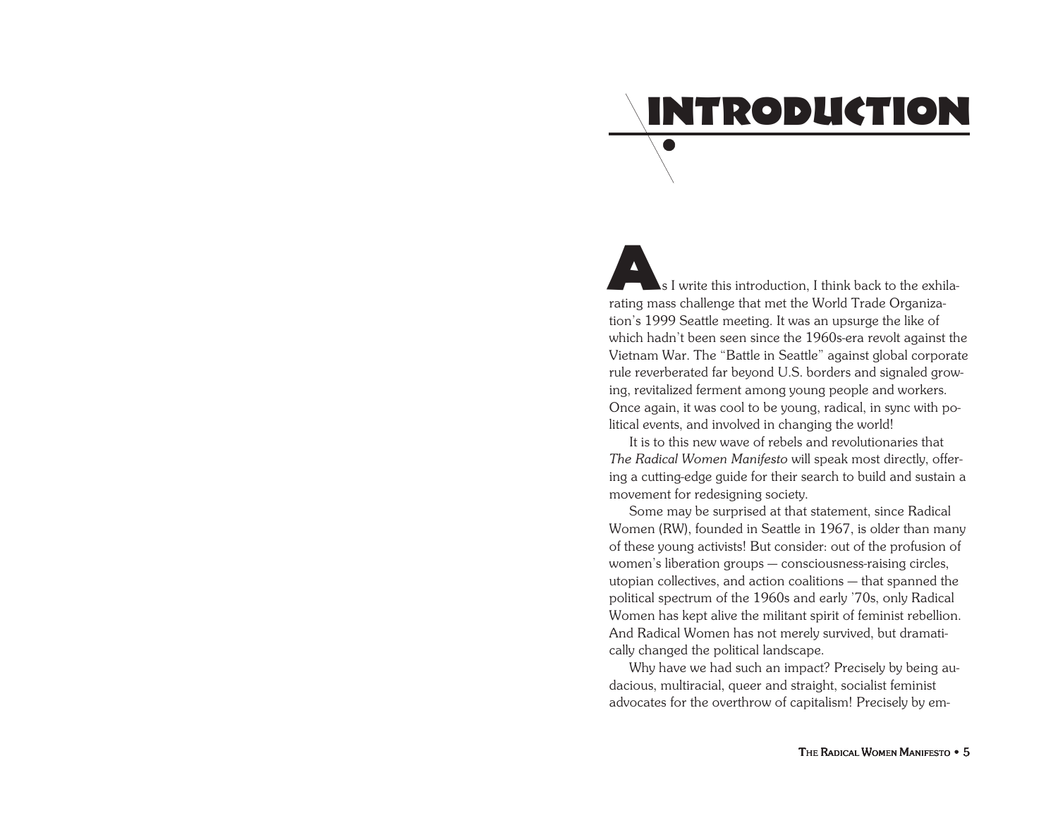# INTRODUCTION

As I write this introduction, I think back to the exhilarating mass challenge that met the World Trade Organization's 1999 Seattle meeting. It was an upsurge the like of which hadn't been seen since the 1960s-era revolt against the Vietnam War. The "Battle in Seattle" against global corporate rule reverberated far beyond U.S. borders and signaled growing, revitalized ferment among young people and workers. Once again, it was cool to be young, radical, in sync with political events, and involved in changing the world!

It is to this new wave of rebels and revolutionaries that *The Radical Women Manifesto* will speak most directly, offering a cutting-edge guide for their search to build and sustain a movement for redesigning society.

Some may be surprised at that statement, since Radical Women (RW), founded in Seattle in 1967, is older than many of these young activists! But consider: out of the profusion of women's liberation groups — consciousness-raising circles, utopian collectives, and action coalitions — that spanned the political spectrum of the 1960s and early '70s, only Radical Women has kept alive the militant spirit of feminist rebellion. And Radical Women has not merely survived, but dramatically changed the political landscape.

Why have we had such an impact? Precisely by being audacious, multiracial, queer and straight, socialist feminist advocates for the overthrow of capitalism! Precisely by em-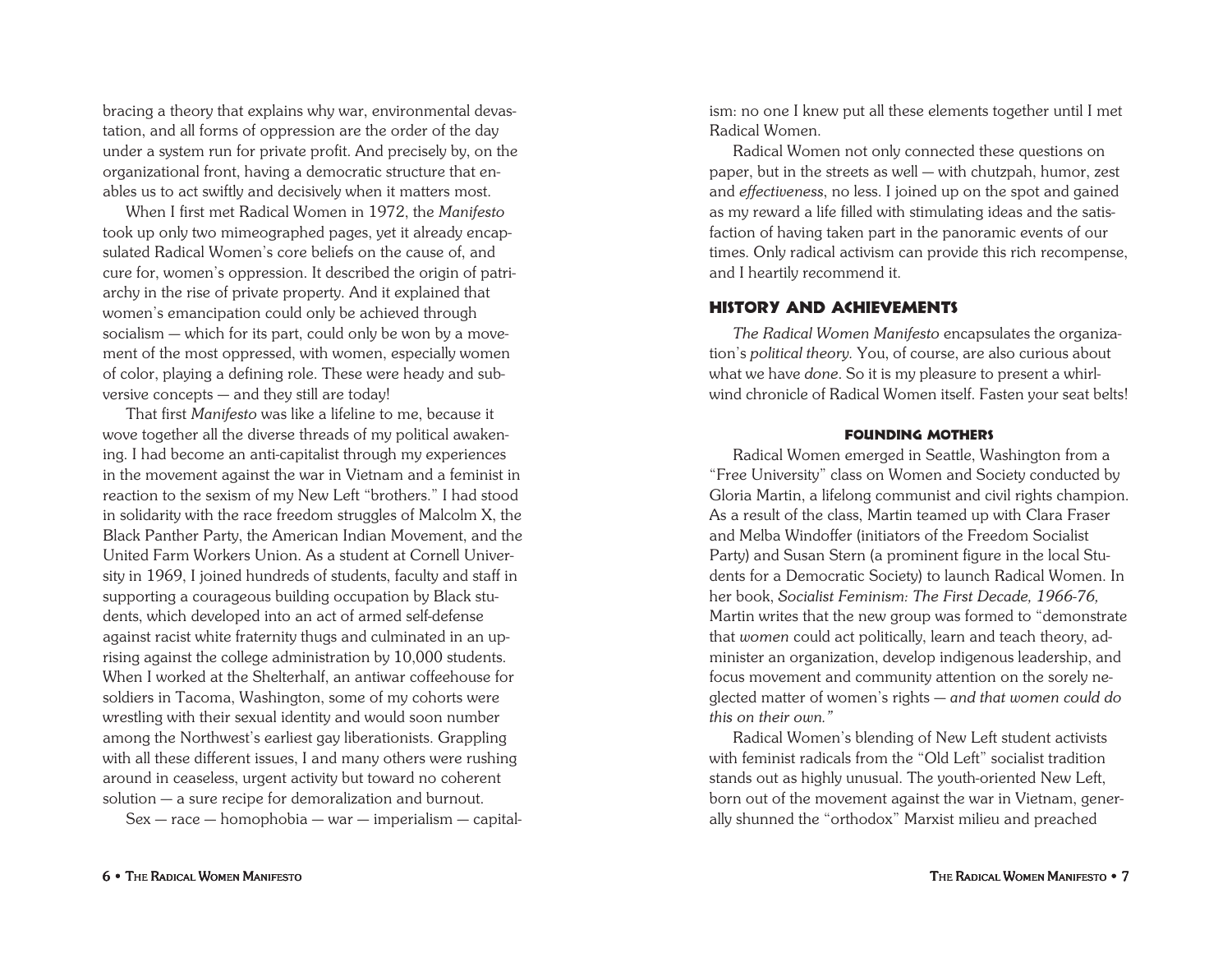bracing a theory that explains why war, environmental devastation, and all forms of oppression are the order of the day under a system run for private profit. And precisely by, on the organizational front, having a democratic structure that enables us to act swiftly and decisively when it matters most.

When I first met Radical Women in 1972, the *Manifesto* took up only two mimeographed pages, yet it already encapsulated Radical Women's core beliefs on the cause of, and cure for, women's oppression. It described the origin of patriarchy in the rise of private property. And it explained that women's emancipation could only be achieved through socialism — which for its part, could only be won by a movement of the most oppressed, with women, especially women of color, playing a defining role. These were heady and subversive concepts — and they still are today!

That first *Manifesto* was like a lifeline to me, because it wove together all the diverse threads of my political awakening. I had become an anti-capitalist through my experiences in the movement against the war in Vietnam and a feminist in reaction to the sexism of my New Left "brothers." I had stood in solidarity with the race freedom struggles of Malcolm X, the Black Panther Party, the American Indian Movement, and the United Farm Workers Union. As a student at Cornell University in 1969, I joined hundreds of students, faculty and staff in supporting a courageous building occupation by Black students, which developed into an act of armed self-defense against racist white fraternity thugs and culminated in an uprising against the college administration by 10,000 students. When I worked at the Shelterhalf, an antiwar coffeehouse for soldiers in Tacoma, Washington, some of my cohorts were wrestling with their sexual identity and would soon number among the Northwest's earliest gay liberationists. Grappling with all these different issues, I and many others were rushing around in ceaseless, urgent activity but toward no coherent solution — a sure recipe for demoralization and burnout.

Sex — race — homophobia — war — imperialism — capitalism: no one I knew put all these elements together until I met Radical Women.

Radical Women not only connected these questions on paper, but in the streets as well — with chutzpah, humor, zest and *effectiveness*, no less. I joined up on the spot and gained as my reward a life filled with stimulating ideas and the satisfaction of having taken part in the panoramic events of our times. Only radical activism can provide this rich recompense, and I heartily recommend it.

## HISTORY AND ACHIEVEMENTS

*The Radical Women Manifesto* encapsulates the organization's *political theory*. You, of course, are also curious about what we have *done*. So it is my pleasure to present a whirlwind chronicle of Radical Women itself. Fasten your seat belts!

### FOUNDING MOTHERS

Radical Women emerged in Seattle, Washington from a "Free University" class on Women and Society conducted by Gloria Martin, a lifelong communist and civil rights champion. As a result of the class, Martin teamed up with Clara Fraser and Melba Windoffer (initiators of the Freedom Socialist Party) and Susan Stern (a prominent figure in the local Students for a Democratic Society) to launch Radical Women. In her book, *Socialist Feminism: The First Decade, 1966-76,* Martin writes that the new group was formed to "demonstrate that *women* could act politically, learn and teach theory, administer an organization, develop indigenous leadership, and focus movement and community attention on the sorely neglected matter of women's rights — *and that women could do this on their own."*

Radical Women's blending of New Left student activists with feminist radicals from the "Old Left" socialist tradition stands out as highly unusual. The youth-oriented New Left, born out of the movement against the war in Vietnam, generally shunned the "orthodox" Marxist milieu and preached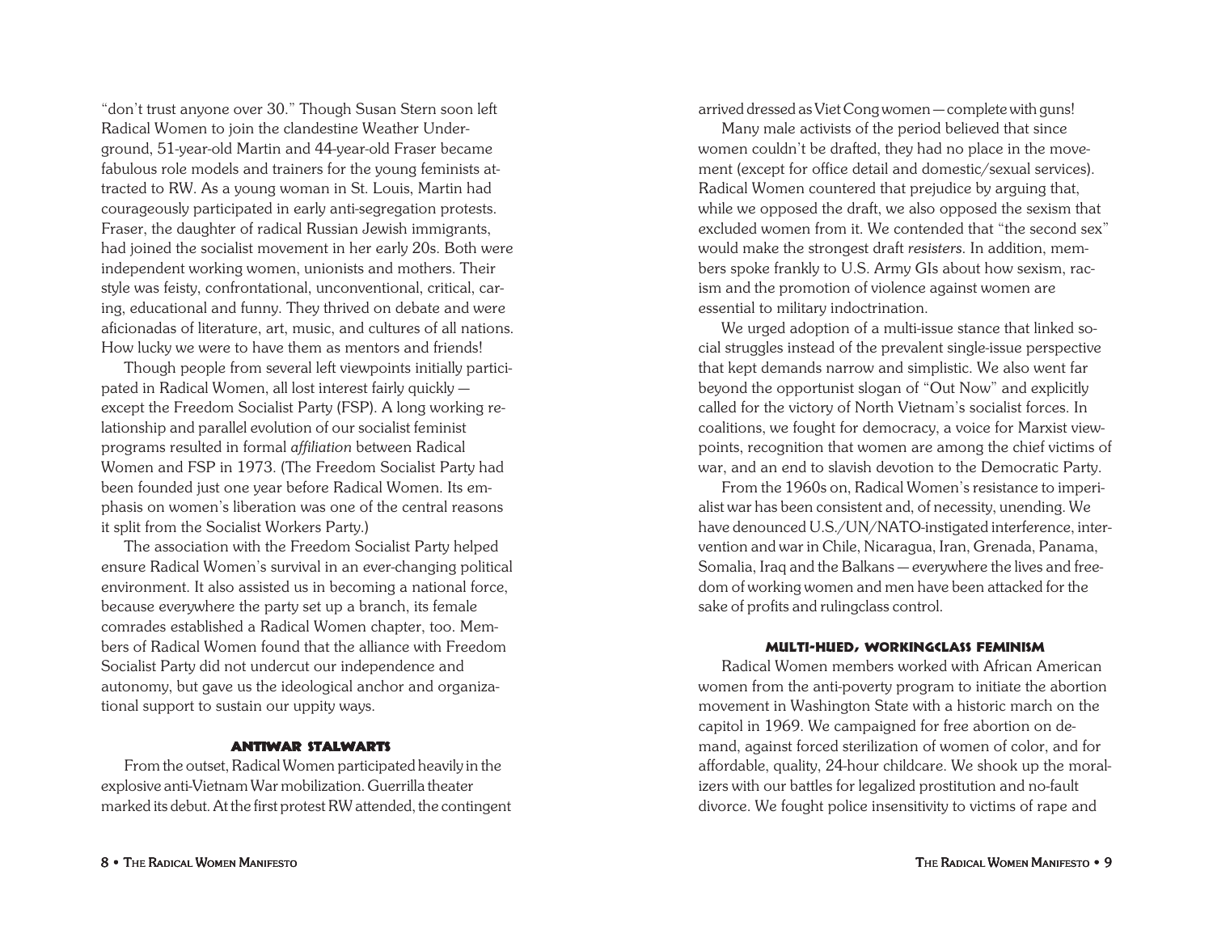"don't trust anyone over 30." Though Susan Stern soon left Radical Women to join the clandestine Weather Underground, 51-year-old Martin and 44-year-old Fraser became fabulous role models and trainers for the young feminists attracted to RW. As a young woman in St. Louis, Martin had courageously participated in early anti-segregation protests. Fraser, the daughter of radical Russian Jewish immigrants, had joined the socialist movement in her early 20s. Both were independent working women, unionists and mothers. Their style was feisty, confrontational, unconventional, critical, caring, educational and funny. They thrived on debate and were aficionadas of literature, art, music, and cultures of all nations. How lucky we were to have them as mentors and friends!

Though people from several left viewpoints initially participated in Radical Women, all lost interest fairly quickly — except the Freedom Socialist Party (FSP). A long working relationship and parallel evolution of our socialist feminist programs resulted in formal *affiliation* between Radical Women and FSP in 1973. (The Freedom Socialist Party had been founded just one year before Radical Women. Its emphasis on women's liberation was one of the central reasons it split from the Socialist Workers Party.)

The association with the Freedom Socialist Party helped ensure Radical Women's survival in an ever-changing political environment. It also assisted us in becoming a national force, because everywhere the party set up a branch, its female comrades established a Radical Women chapter, too. Members of Radical Women found that the alliance with Freedom Socialist Party did not undercut our independence and autonomy, but gave us the ideological anchor and organizational support to sustain our uppity ways.

### ANTIWAR STALWARTS

From the outset, Radical Women participated heavily in the explosive anti-Vietnam War mobilization. Guerrilla theater marked its debut. At the first protest RW attended, the contingent arrived dressed as Viet Cong women — complete with guns!

Many male activists of the period believed that since women couldn't be drafted, they had no place in the movement (except for office detail and domestic/sexual services). Radical Women countered that prejudice by arguing that, while we opposed the draft, we also opposed the sexism that excluded women from it. We contended that "the second sex" would make the strongest draft *resisters*. In addition, members spoke frankly to U.S. Army GIs about how sexism, racism and the promotion of violence against women are essential to military indoctrination.

We urged adoption of a multi-issue stance that linked social struggles instead of the prevalent single-issue perspective that kept demands narrow and simplistic. We also went far beyond the opportunist slogan of "Out Now" and explicitly called for the victory of North Vietnam's socialist forces. In coalitions, we fought for democracy, a voice for Marxist viewpoints, recognition that women are among the chief victims of war, and an end to slavish devotion to the Democratic Party.

From the 1960s on, Radical Women's resistance to imperialist war has been consistent and, of necessity, unending. We have denounced U.S./UN/NATO-instigated interference, intervention and war in Chile, Nicaragua, Iran, Grenada, Panama, Somalia, Iraq and the Balkans — everywhere the lives and freedom of working women and men have been attacked for the sake of profits and rulingclass control.

### MULTI-HUED, WORKINGCLASS FEMINISM

Radical Women members worked with African American women from the anti-poverty program to initiate the abortion movement in Washington State with a historic march on the capitol in 1969. We campaigned for free abortion on demand, against forced sterilization of women of color, and for affordable, quality, 24-hour childcare. We shook up the moralizers with our battles for legalized prostitution and no-fault divorce. We fought police insensitivity to victims of rape and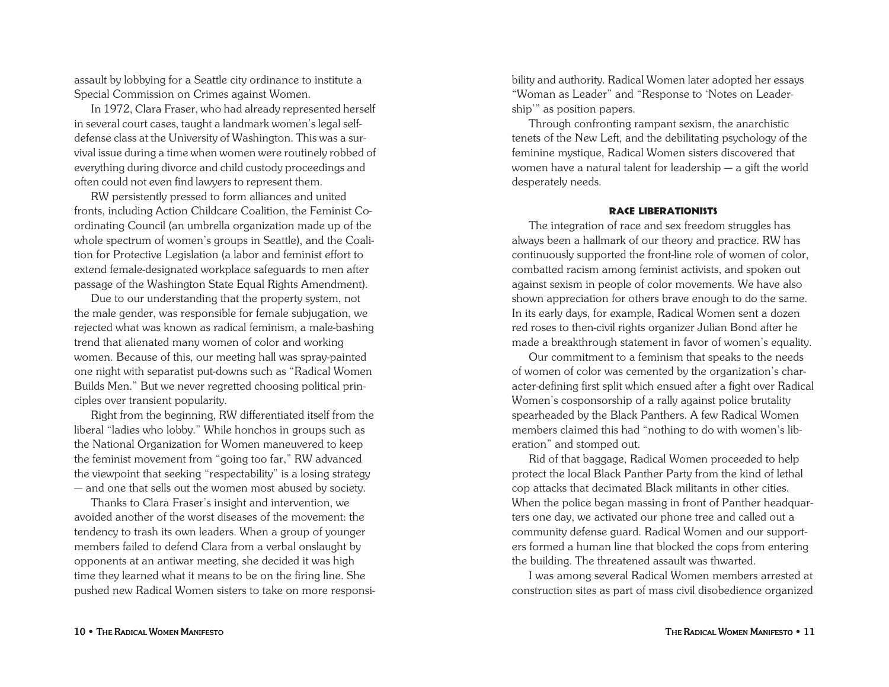assault by lobbying for a Seattle city ordinance to institute a Special Commission on Crimes against Women.

In 1972, Clara Fraser, who had already represented herself in several court cases, taught a landmark women's legal self-defense class at the University of Washington. This was a survival issue during a time when women were routinely robbed of everything during divorce and child custody proceedings and often could not even find lawyers to represent them.

RW persistently pressed to form alliances and united fronts, including Action Childcare Coalition, the Feminist Coordinating Council (an umbrella organization made up of the whole spectrum of women's groups in Seattle), and the Coalition for Protective Legislation (a labor and feminist effort to extend female-designated workplace safeguards to men after passage of the Washington State Equal Rights Amendment).

Due to our understanding that the property system, not the male gender, was responsible for female subjugation, we rejected what was known as radical feminism, a male-bashing trend that alienated many women of color and working women. Because of this, our meeting hall was spray-painted one night with separatist put-downs such as "Radical Women Builds Men." But we never regretted choosing political principles over transient popularity.

Right from the beginning, RW differentiated itself from the liberal "ladies who lobby." While honchos in groups such as the National Organization for Women maneuvered to keep the feminist movement from "going too far," RW advanced the viewpoint that seeking "respectability" is a losing strategy — and one that sells out the women most abused by society.

Thanks to Clara Fraser's insight and intervention, we avoided another of the worst diseases of the movement: the tendency to trash its own leaders. When a group of younger members failed to defend Clara from a verbal onslaught by opponents at an antiwar meeting, she decided it was high time they learned what it means to be on the firing line. She pushed new Radical Women sisters to take on more responsibility and authority. Radical Women later adopted her essays "Woman as Leader" and "Response to 'Notes on Leadership'" as position papers.

Through confronting rampant sexism, the anarchistic tenets of the New Left, and the debilitating psychology of the feminine mystique, Radical Women sisters discovered that women have a natural talent for leadership — a gift the world desperately needs.

### Race Liberationists

The integration of race and sex freedom struggles has always been a hallmark of our theory and practice. RW has continuously supported the front-line role of women of color, combatted racism among feminist activists, and spoken out against sexism in people of color movements. We have also shown appreciation for others brave enough to do the same. In its early days, for example, Radical Women sent a dozen red roses to then-civil rights organizer Julian Bond after he made a breakthrough statement in favor of women's equality.

Our commitment to a feminism that speaks to the needs of women of color was cemented by the organization's character-defining first split which ensued after a fight over Radical Women's cosponsorship of a rally against police brutality spearheaded by the Black Panthers. A few Radical Women members claimed this had "nothing to do with women's liberation" and stomped out.

Rid of that baggage, Radical Women proceeded to help protect the local Black Panther Party from the kind of lethal cop attacks that decimated Black militants in other cities. When the police began massing in front of Panther headquarters one day, we activated our phone tree and called out a community defense guard. Radical Women and our supporters formed a human line that blocked the cops from entering the building. The threatened assault was thwarted.

I was among several Radical Women members arrested at construction sites as part of mass civil disobedience organized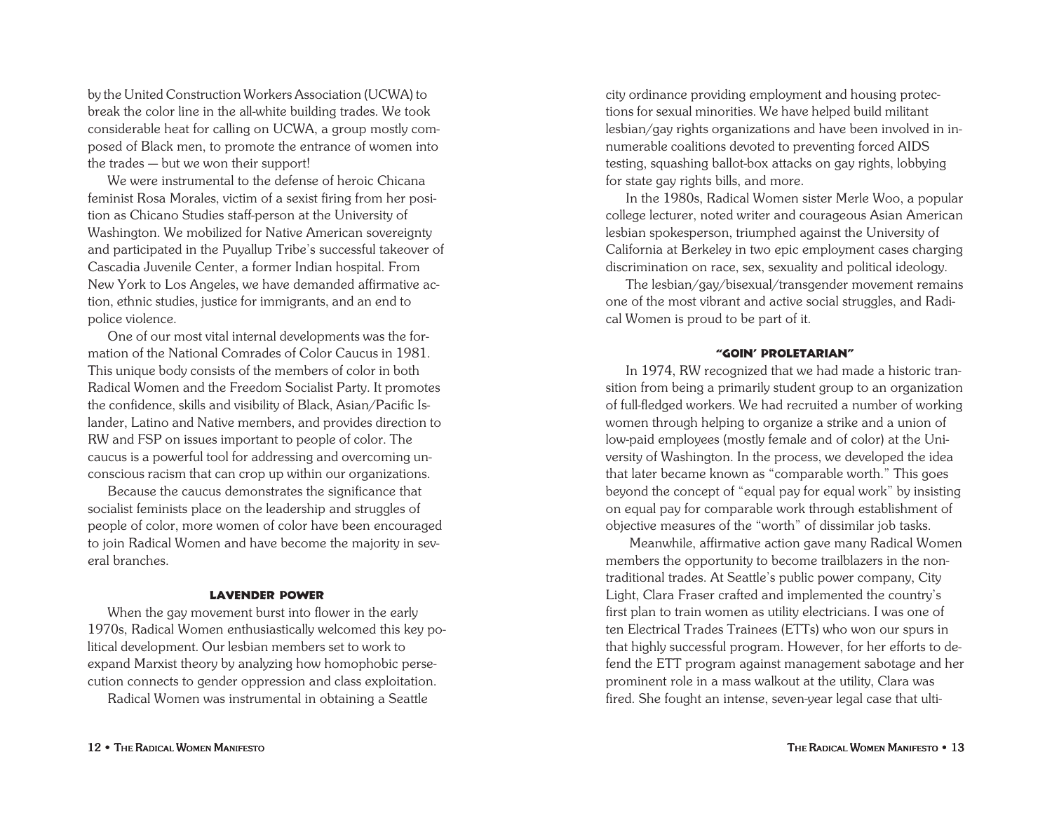by the United Construction Workers Association (UCWA) to break the color line in the all-white building trades. We took considerable heat for calling on UCWA, a group mostly composed of Black men, to promote the entrance of women into the trades — but we won their support!

We were instrumental to the defense of heroic Chicana feminist Rosa Morales, victim of a sexist firing from her position as Chicano Studies staff-person at the University of Washington. We mobilized for Native American sovereignty and participated in the Puyallup Tribe's successful takeover of Cascadia Juvenile Center, a former Indian hospital. From New York to Los Angeles, we have demanded affirmative action, ethnic studies, justice for immigrants, and an end to police violence.

One of our most vital internal developments was the formation of the National Comrades of Color Caucus in 1981. This unique body consists of the members of color in both Radical Women and the Freedom Socialist Party. It promotes the confidence, skills and visibility of Black, Asian/Pacific Islander, Latino and Native members, and provides direction to RW and FSP on issues important to people of color. The caucus is a powerful tool for addressing and overcoming unconscious racism that can crop up within our organizations.

Because the caucus demonstrates the significance that socialist feminists place on the leadership and struggles of people of color, more women of color have been encouraged to join Radical Women and have become the majority in several branches.

### LAVENDER POWER

When the gay movement burst into flower in the early 1970s, Radical Women enthusiastically welcomed this key political development. Our lesbian members set to work to expand Marxist theory by analyzing how homophobic persecution connects to gender oppression and class exploitation.

Radical Women was instrumental in obtaining a Seattle city ordinance providing employment and housing protections for sexual minorities. We have helped build militant lesbian/gay rights organizations and have been involved in innumerable coalitions devoted to preventing forced AIDS testing, squashing ballot-box attacks on gay rights, lobbying for state gay rights bills, and more.

In the 1980s, Radical Women sister Merle Woo, a popular college lecturer, noted writer and courageous Asian American lesbian spokesperson, triumphed against the University of California at Berkeley in two epic employment cases charging discrimination on race, sex, sexuality and political ideology.

The lesbian/gay/bisexual/transgender movement remains one of the most vibrant and active social struggles, and Radical Women is proud to be part of it.

### "GOIN' PROLETARIAN"

In 1974, RW recognized that we had made a historic transition from being a primarily student group to an organization of full-fledged workers. We had recruited a number of working women through helping to organize a strike and a union of low-paid employees (mostly female and of color) at the University of Washington. In the process, we developed the idea that later became known as "comparable worth." This goes beyond the concept of "equal pay for equal work" by insisting on equal pay for comparable work through establishment of objective measures of the "worth" of dissimilar job tasks.

Meanwhile, affirmative action gave many Radical Women members the opportunity to become trailblazers in the nontraditional trades. At Seattle's public power company, City Light, Clara Fraser crafted and implemented the country's first plan to train women as utility electricians. I was one of ten Electrical Trades Trainees (ETTs) who won our spurs in that highly successful program. However, for her efforts to defend the ETT program against management sabotage and her prominent role in a mass walkout at the utility, Clara was fired. She fought an intense, seven-year legal case that ulti-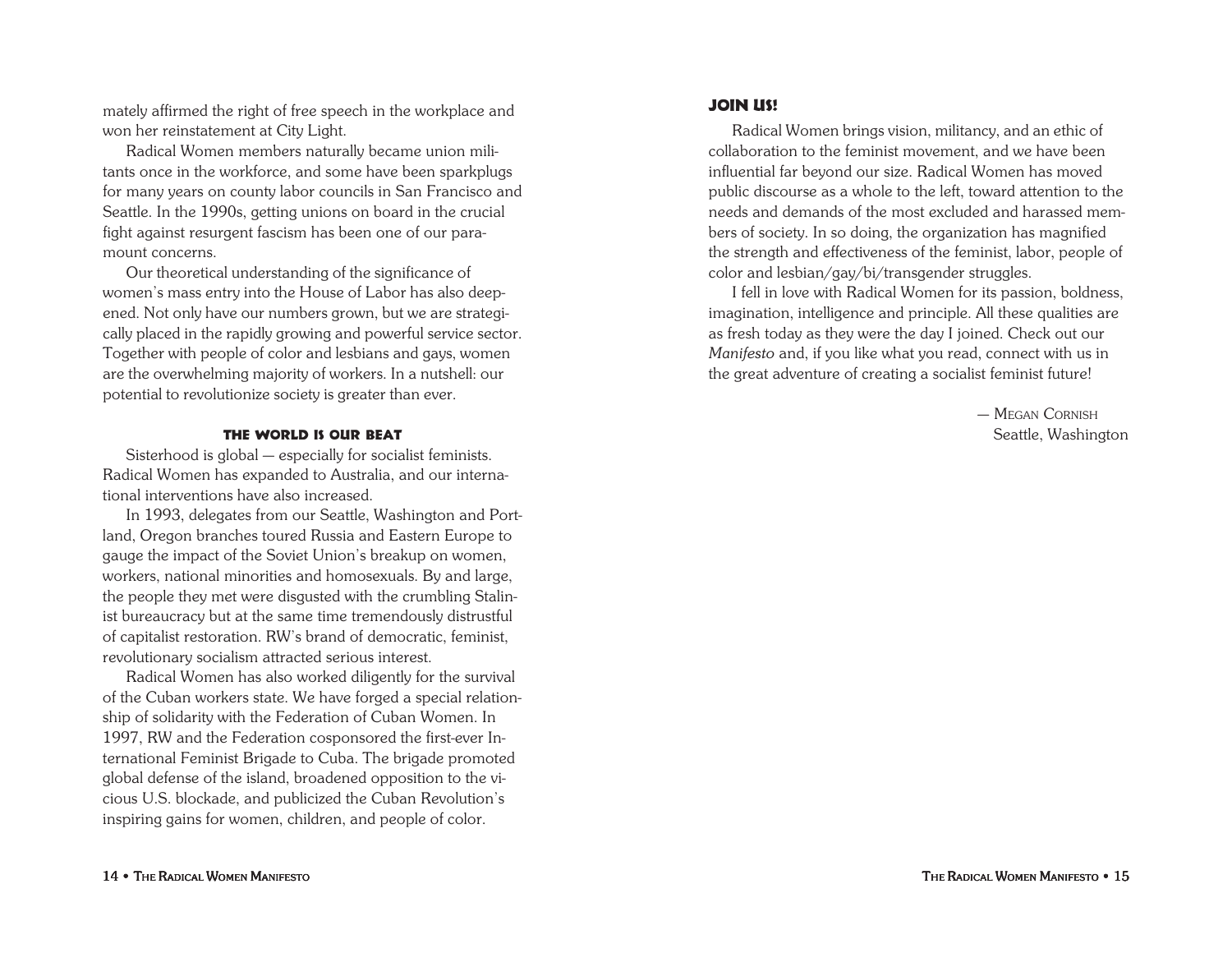mately affirmed the right of free speech in the workplace and won her reinstatement at City Light.

Radical Women members naturally became union militants once in the workforce, and some have been sparkplugs for many years on county labor councils in San Francisco and Seattle. In the 1990s, getting unions on board in the crucial fight against resurgent fascism has been one of our paramount concerns.

Our theoretical understanding of the significance of women's mass entry into the House of Labor has also deepened. Not only have our numbers grown, but we are strategically placed in the rapidly growing and powerful service sector. Together with people of color and lesbians and gays, women are the overwhelming majority of workers. In a nutshell: our potential to revolutionize society is greater than ever.

### THE WORLD IS OUR BEAT

Sisterhood is global — especially for socialist feminists. Radical Women has expanded to Australia, and our international interventions have also increased.

In 1993, delegates from our Seattle, Washington and Portland, Oregon branches toured Russia and Eastern Europe to gauge the impact of the Soviet Union's breakup on women, workers, national minorities and homosexuals. By and large, the people they met were disgusted with the crumbling Stalinist bureaucracy but at the same time tremendously distrustful of capitalist restoration. RW's brand of democratic, feminist, revolutionary socialism attracted serious interest.

Radical Women has also worked diligently for the survival of the Cuban workers state. We have forged a special relationship of solidarity with the Federation of Cuban Women. In 1997, RW and the Federation cosponsored the first-ever International Feminist Brigade to Cuba. The brigade promoted global defense of the island, broadened opposition to the vicious U.S. blockade, and publicized the Cuban Revolution's inspiring gains for women, children, and people of color.

### JOIN US!

Radical Women brings vision, militancy, and an ethic of collaboration to the feminist movement, and we have been influential far beyond our size. Radical Women has moved public discourse as a whole to the left, toward attention to the needs and demands of the most excluded and harassed members of society. In so doing, the organization has magnified the strength and effectiveness of the feminist, labor, people of color and lesbian/gay/bi/transgender struggles.

I fell in love with Radical Women for its passion, boldness, imagination, intelligence and principle. All these qualities are as fresh today as they were the day I joined. Check out our *Manifesto* and, if you like what you read, connect with us in the great adventure of creating a socialist feminist future!

— Megan Cornish
Seattle, Washington